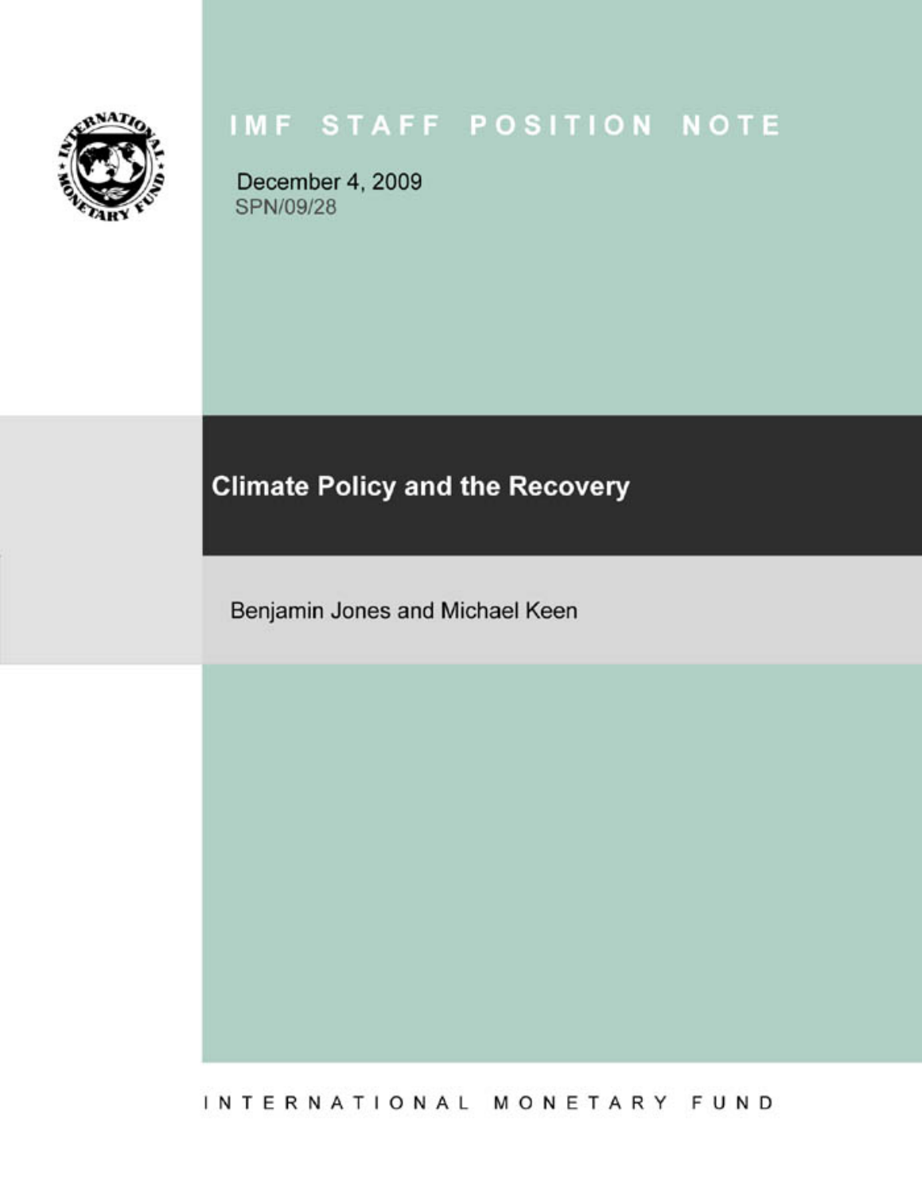# IMF STAFF POSITION NOTE

December 4, 2009
SPN/09/28

## Climate Policy and the Recovery

Benjamin Jones and Michael Keen

INTERNATIONAL MONETARY FUND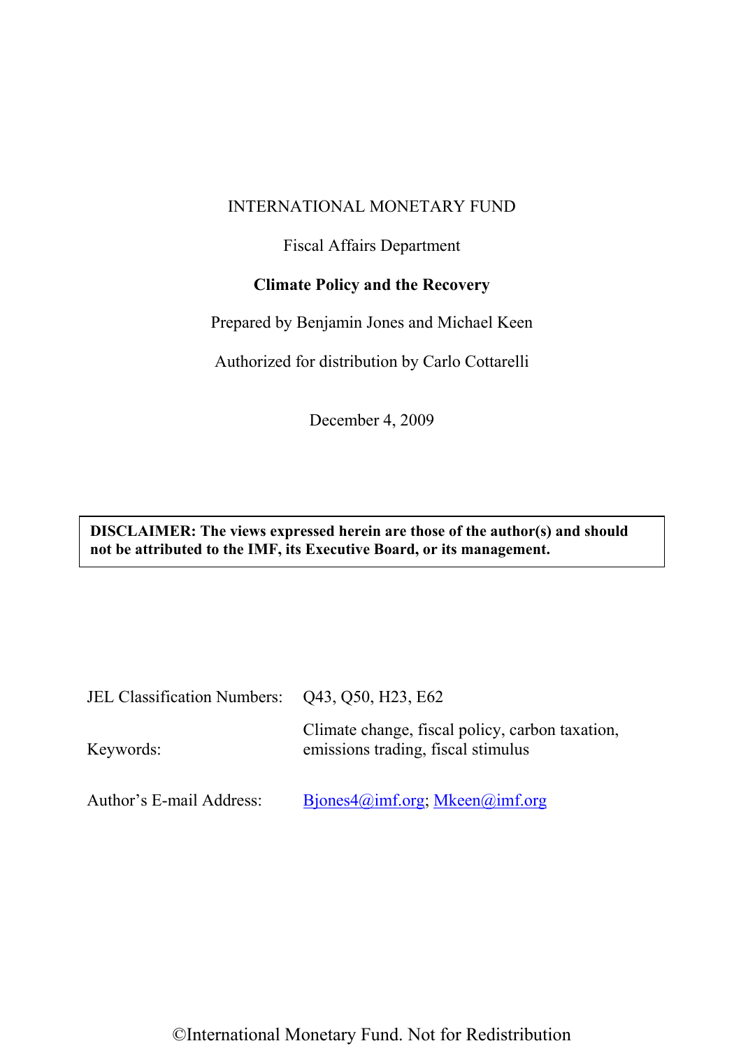INTERNATIONAL MONETARY FUND

Fiscal Affairs Department

**Climate Policy and the Recovery**

Prepared by Benjamin Jones and Michael Keen

Authorized for distribution by Carlo Cottarelli

December 4, 2009

**DISCLAIMER: The views expressed herein are those of the author(s) and should not be attributed to the IMF, its Executive Board, or its management.**

| | |
|---|---|
| JEL Classification Numbers: | Q43, Q50, H23, E62 |
| Keywords: | Climate change, fiscal policy, carbon taxation, emissions trading, fiscal stimulus |
| Author's E-mail Address: | Bjones4@imf.org; Mkeen@imf.org |

©International Monetary Fund. Not for Redistribution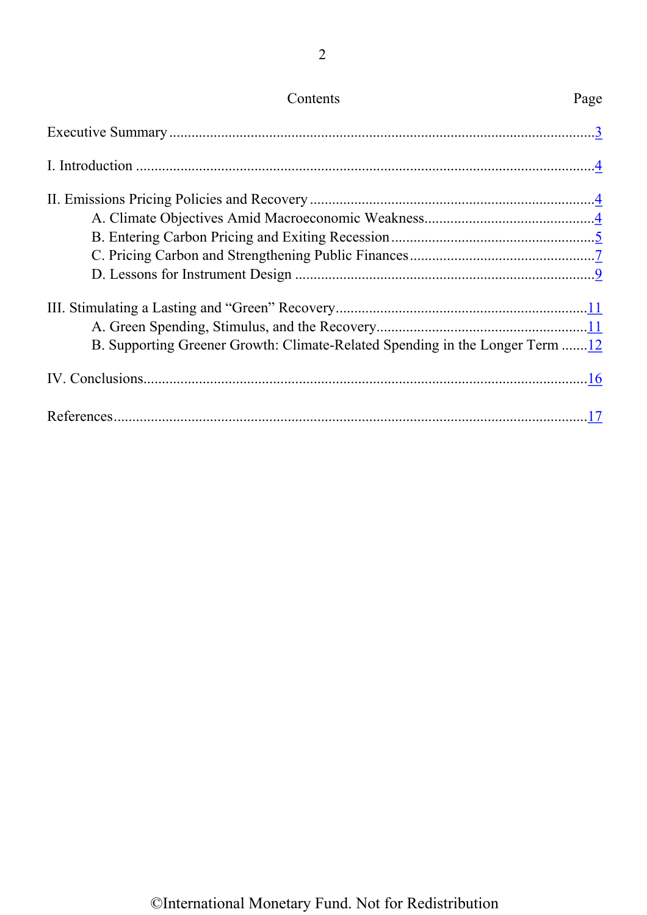## Contents

| | Page |
|---|---|
| Executive Summary | 3 |
| I. Introduction | 4 |
| II. Emissions Pricing Policies and Recovery | 4 |
| A. Climate Objectives Amid Macroeconomic Weakness | 4 |
| B. Entering Carbon Pricing and Exiting Recession | 5 |
| C. Pricing Carbon and Strengthening Public Finances | 7 |
| D. Lessons for Instrument Design | 9 |
| III. Stimulating a Lasting and “Green” Recovery | 11 |
| A. Green Spending, Stimulus, and the Recovery | 11 |
| B. Supporting Greener Growth: Climate-Related Spending in the Longer Term | 12 |
| IV. Conclusions | 16 |
| References | 17 |

©International Monetary Fund. Not for Redistribution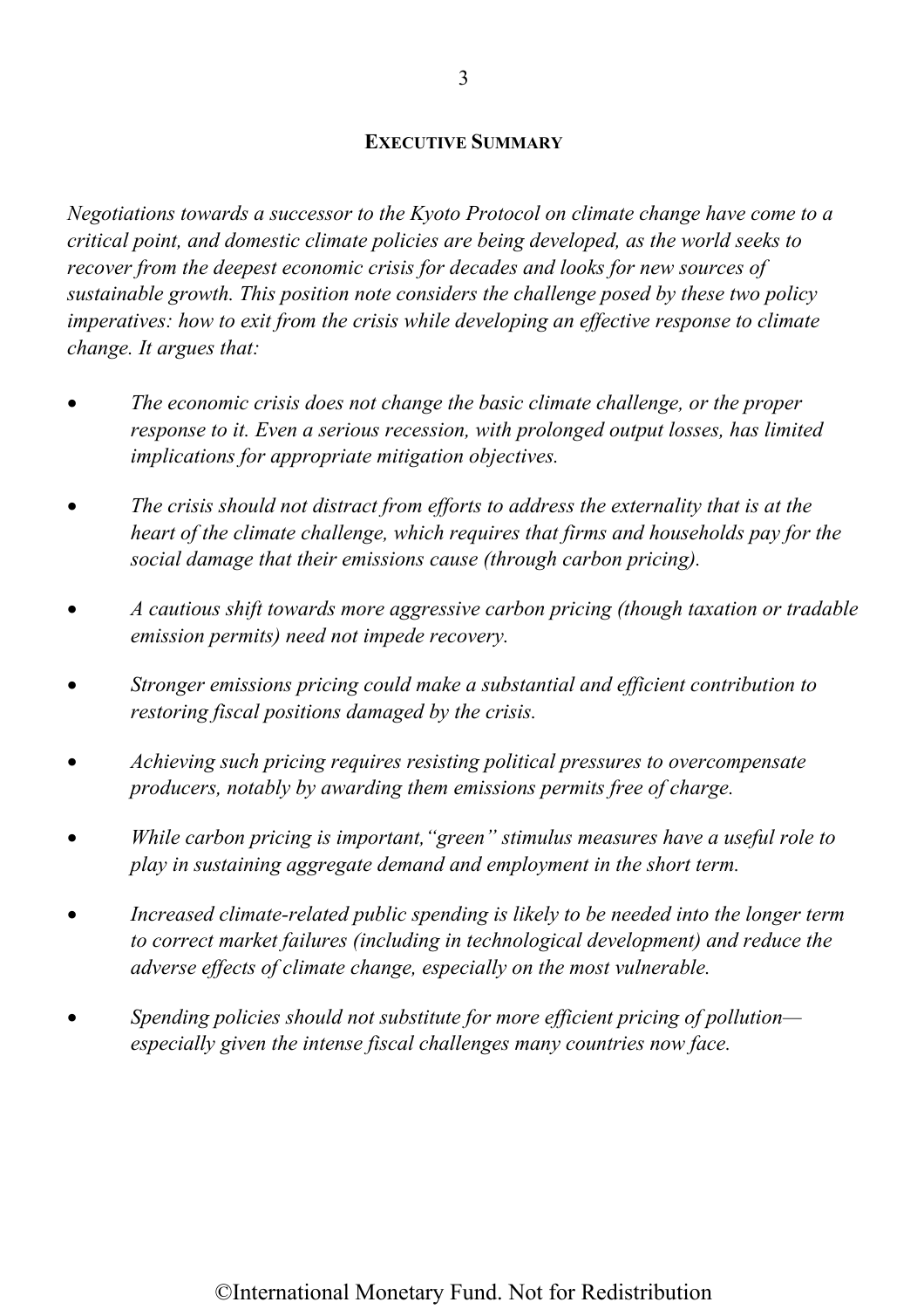## EXECUTIVE SUMMARY

*Negotiations towards a successor to the Kyoto Protocol on climate change have come to a critical point, and domestic climate policies are being developed, as the world seeks to recover from the deepest economic crisis for decades and looks for new sources of sustainable growth. This position note considers the challenge posed by these two policy imperatives: how to exit from the crisis while developing an effective response to climate change. It argues that:*

- *The economic crisis does not change the basic climate challenge, or the proper response to it. Even a serious recession, with prolonged output losses, has limited implications for appropriate mitigation objectives.*
- *The crisis should not distract from efforts to address the externality that is at the heart of the climate challenge, which requires that firms and households pay for the social damage that their emissions cause (through carbon pricing).*
- *A cautious shift towards more aggressive carbon pricing (though taxation or tradable emission permits) need not impede recovery.*
- *Stronger emissions pricing could make a substantial and efficient contribution to restoring fiscal positions damaged by the crisis.*
- *Achieving such pricing requires resisting political pressures to overcompensate producers, notably by awarding them emissions permits free of charge.*
- *While carbon pricing is important,"green" stimulus measures have a useful role to play in sustaining aggregate demand and employment in the short term.*
- *Increased climate-related public spending is likely to be needed into the longer term to correct market failures (including in technological development) and reduce the adverse effects of climate change, especially on the most vulnerable.*
- *Spending policies should not substitute for more efficient pricing of pollution—especially given the intense fiscal challenges many countries now face.*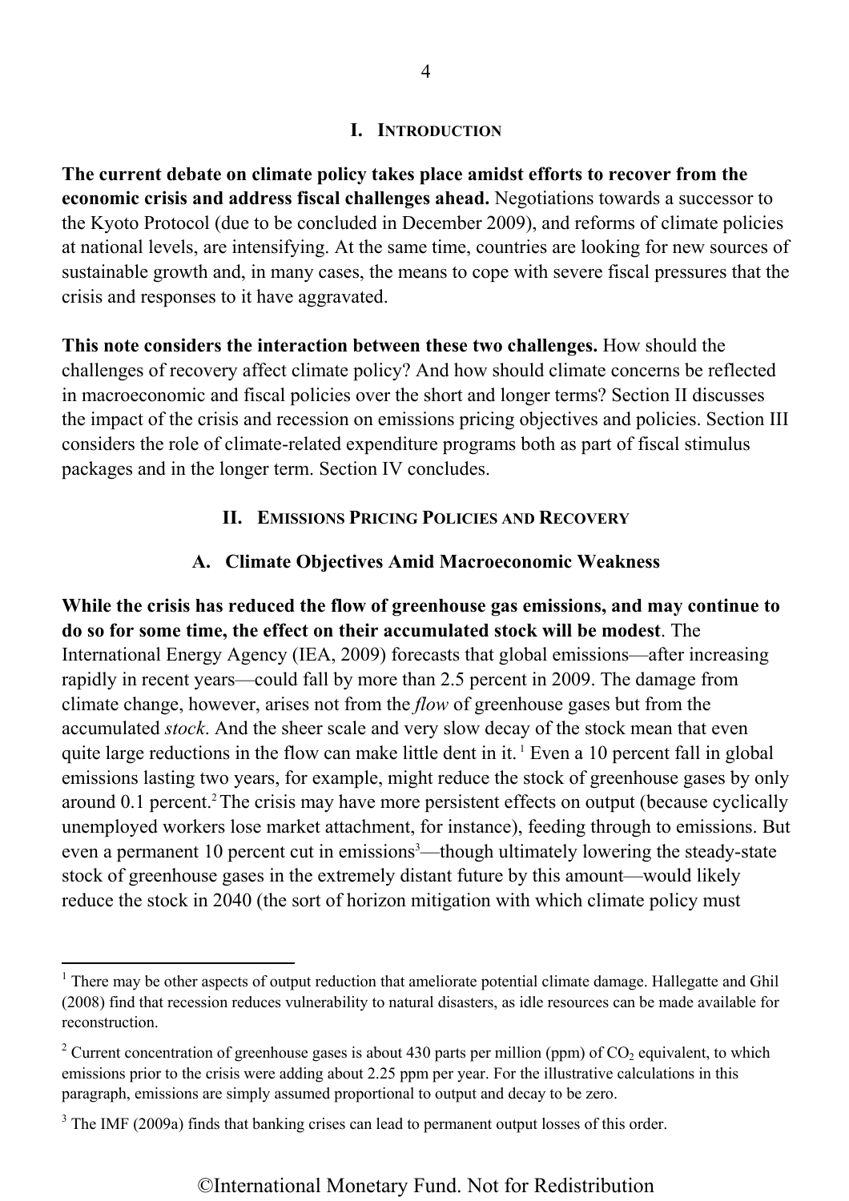## I. Introduction

**The current debate on climate policy takes place amidst efforts to recover from the economic crisis and address fiscal challenges ahead.** Negotiations towards a successor to the Kyoto Protocol (due to be concluded in December 2009), and reforms of climate policies at national levels, are intensifying. At the same time, countries are looking for new sources of sustainable growth and, in many cases, the means to cope with severe fiscal pressures that the crisis and responses to it have aggravated.

**This note considers the interaction between these two challenges.** How should the challenges of recovery affect climate policy? And how should climate concerns be reflected in macroeconomic and fiscal policies over the short and longer terms? Section II discusses the impact of the crisis and recession on emissions pricing objectives and policies. Section III considers the role of climate-related expenditure programs both as part of fiscal stimulus packages and in the longer term. Section IV concludes.

## II. Emissions Pricing Policies and Recovery

### A. Climate Objectives Amid Macroeconomic Weakness

**While the crisis has reduced the flow of greenhouse gas emissions, and may continue to do so for some time, the effect on their accumulated stock will be modest**. The International Energy Agency (IEA, 2009) forecasts that global emissions—after increasing rapidly in recent years—could fall by more than 2.5 percent in 2009. The damage from climate change, however, arises not from the *flow* of greenhouse gases but from the accumulated *stock*. And the sheer scale and very slow decay of the stock mean that even quite large reductions in the flow can make little dent in it.[1] Even a 10 percent fall in global emissions lasting two years, for example, might reduce the stock of greenhouse gases by only around 0.1 percent.[2] The crisis may have more persistent effects on output (because cyclically unemployed workers lose market attachment, for instance), feeding through to emissions. But even a permanent 10 percent cut in emissions[3]—though ultimately lowering the steady-state stock of greenhouse gases in the extremely distant future by this amount—would likely reduce the stock in 2040 (the sort of horizon mitigation with which climate policy must

---

[1] There may be other aspects of output reduction that ameliorate potential climate damage. Hallegatte and Ghil (2008) find that recession reduces vulnerability to natural disasters, as idle resources can be made available for reconstruction.

[2] Current concentration of greenhouse gases is about 430 parts per million (ppm) of $CO_2$ equivalent, to which emissions prior to the crisis were adding about 2.25 ppm per year. For the illustrative calculations in this paragraph, emissions are simply assumed proportional to output and decay to be zero.

[3] The IMF (2009a) finds that banking crises can lead to permanent output losses of this order.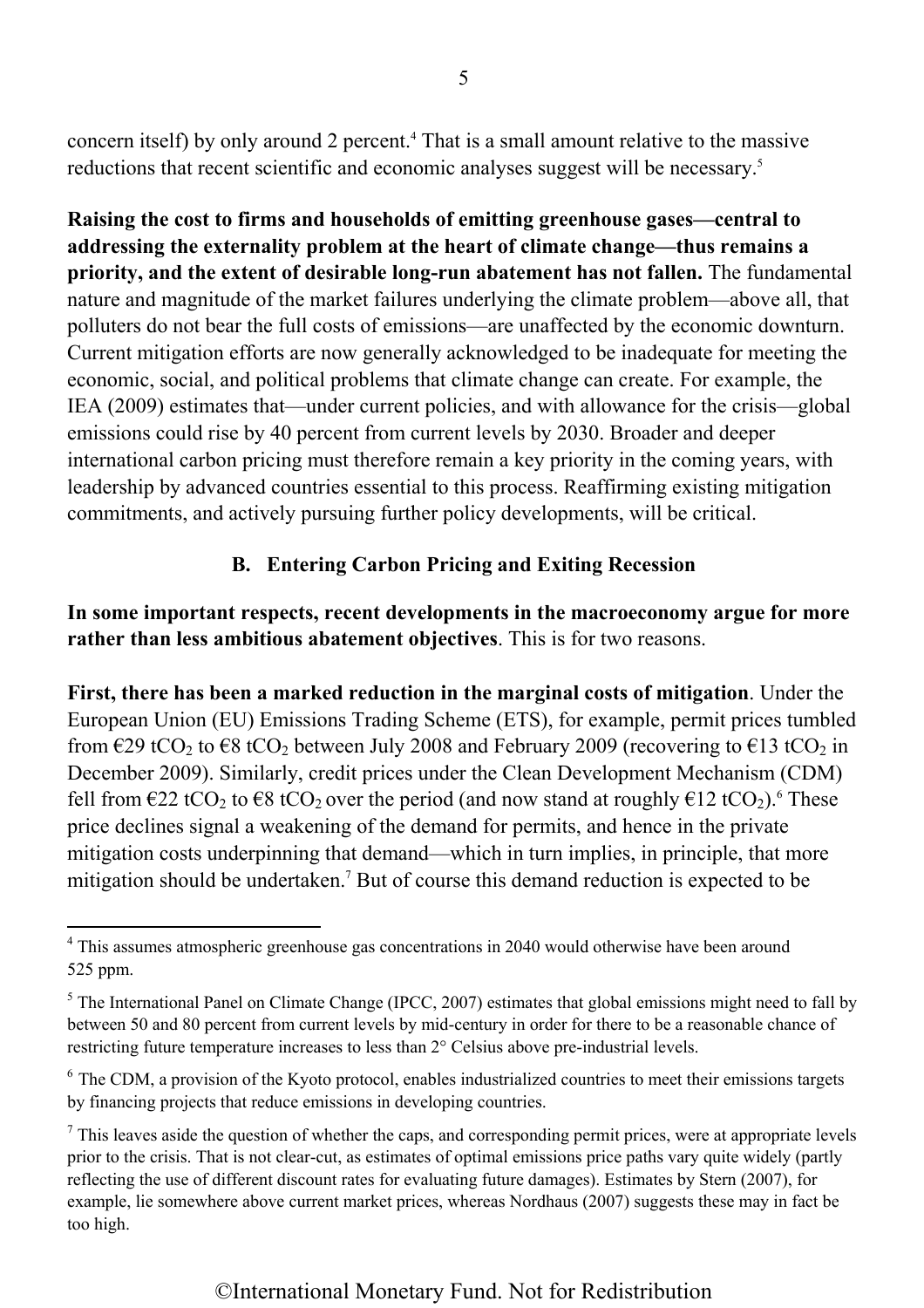concern itself) by only around 2 percent.[4] That is a small amount relative to the massive reductions that recent scientific and economic analyses suggest will be necessary.[5]

**Raising the cost to firms and households of emitting greenhouse gases—central to addressing the externality problem at the heart of climate change—thus remains a priority, and the extent of desirable long-run abatement has not fallen.** The fundamental nature and magnitude of the market failures underlying the climate problem—above all, that polluters do not bear the full costs of emissions—are unaffected by the economic downturn. Current mitigation efforts are now generally acknowledged to be inadequate for meeting the economic, social, and political problems that climate change can create. For example, the IEA (2009) estimates that—under current policies, and with allowance for the crisis—global emissions could rise by 40 percent from current levels by 2030. Broader and deeper international carbon pricing must therefore remain a key priority in the coming years, with leadership by advanced countries essential to this process. Reaffirming existing mitigation commitments, and actively pursuing further policy developments, will be critical.

## B. Entering Carbon Pricing and Exiting Recession

**In some important respects, recent developments in the macroeconomy argue for more rather than less ambitious abatement objectives**. This is for two reasons.

**First, there has been a marked reduction in the marginal costs of mitigation**. Under the European Union (EU) Emissions Trading Scheme (ETS), for example, permit prices tumbled from €29 $tCO_2$ to €8 $tCO_2$ between July 2008 and February 2009 (recovering to €13 $tCO_2$ in December 2009). Similarly, credit prices under the Clean Development Mechanism (CDM) fell from €22 $tCO_2$ to €8 $tCO_2$ over the period (and now stand at roughly €12 $tCO_2$).[6] These price declines signal a weakening of the demand for permits, and hence in the private mitigation costs underpinning that demand—which in turn implies, in principle, that more mitigation should be undertaken.[7] But of course this demand reduction is expected to be

---

[4] This assumes atmospheric greenhouse gas concentrations in 2040 would otherwise have been around 525 ppm.

[5] The International Panel on Climate Change (IPCC, 2007) estimates that global emissions might need to fall by between 50 and 80 percent from current levels by mid-century in order for there to be a reasonable chance of restricting future temperature increases to less than 2° Celsius above pre-industrial levels.

[6] The CDM, a provision of the Kyoto protocol, enables industrialized countries to meet their emissions targets by financing projects that reduce emissions in developing countries.

[7] This leaves aside the question of whether the caps, and corresponding permit prices, were at appropriate levels prior to the crisis. That is not clear-cut, as estimates of optimal emissions price paths vary quite widely (partly reflecting the use of different discount rates for evaluating future damages). Estimates by Stern (2007), for example, lie somewhere above current market prices, whereas Nordhaus (2007) suggests these may in fact be too high.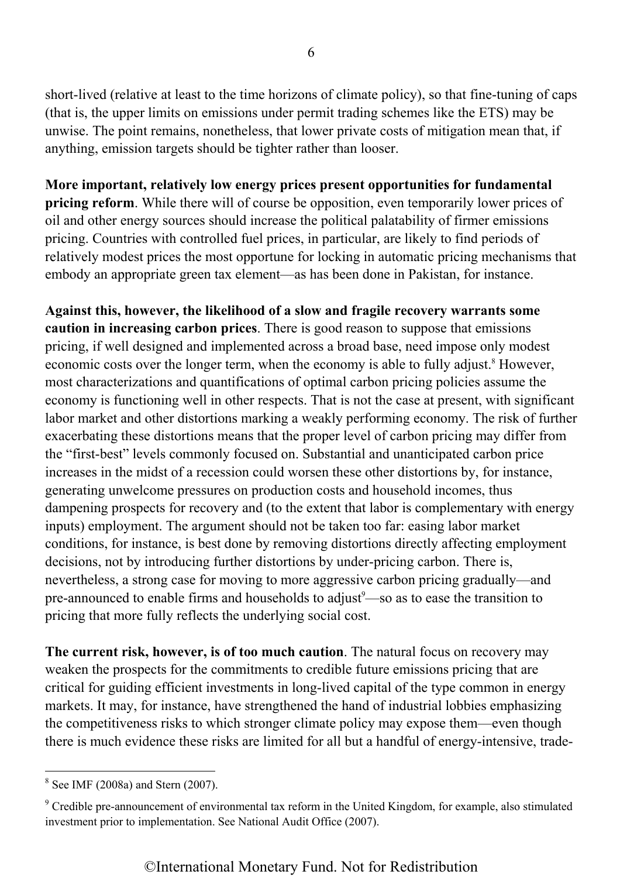short-lived (relative at least to the time horizons of climate policy), so that fine-tuning of caps (that is, the upper limits on emissions under permit trading schemes like the ETS) may be unwise. The point remains, nonetheless, that lower private costs of mitigation mean that, if anything, emission targets should be tighter rather than looser.

**More important, relatively low energy prices present opportunities for fundamental pricing reform**. While there will of course be opposition, even temporarily lower prices of oil and other energy sources should increase the political palatability of firmer emissions pricing. Countries with controlled fuel prices, in particular, are likely to find periods of relatively modest prices the most opportune for locking in automatic pricing mechanisms that embody an appropriate green tax element—as has been done in Pakistan, for instance.

**Against this, however, the likelihood of a slow and fragile recovery warrants some caution in increasing carbon prices**. There is good reason to suppose that emissions pricing, if well designed and implemented across a broad base, need impose only modest economic costs over the longer term, when the economy is able to fully adjust.[8] However, most characterizations and quantifications of optimal carbon pricing policies assume the economy is functioning well in other respects. That is not the case at present, with significant labor market and other distortions marking a weakly performing economy. The risk of further exacerbating these distortions means that the proper level of carbon pricing may differ from the "first-best" levels commonly focused on. Substantial and unanticipated carbon price increases in the midst of a recession could worsen these other distortions by, for instance, generating unwelcome pressures on production costs and household incomes, thus dampening prospects for recovery and (to the extent that labor is complementary with energy inputs) employment. The argument should not be taken too far: easing labor market conditions, for instance, is best done by removing distortions directly affecting employment decisions, not by introducing further distortions by under-pricing carbon. There is, nevertheless, a strong case for moving to more aggressive carbon pricing gradually—and pre-announced to enable firms and households to adjust[9]—so as to ease the transition to pricing that more fully reflects the underlying social cost.

**The current risk, however, is of too much caution**. The natural focus on recovery may weaken the prospects for the commitments to credible future emissions pricing that are critical for guiding efficient investments in long-lived capital of the type common in energy markets. It may, for instance, have strengthened the hand of industrial lobbies emphasizing the competitiveness risks to which stronger climate policy may expose them—even though there is much evidence these risks are limited for all but a handful of energy-intensive, trade-

[8] See IMF (2008a) and Stern (2007).

[9] Credible pre-announcement of environmental tax reform in the United Kingdom, for example, also stimulated investment prior to implementation. See National Audit Office (2007).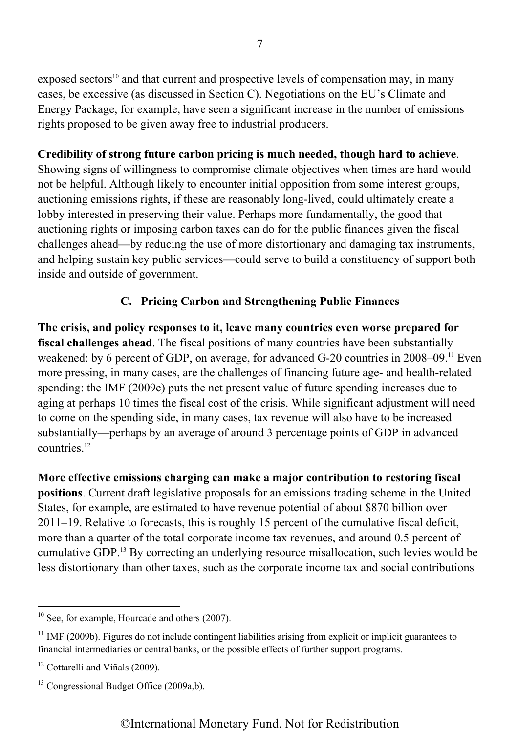exposed sectors[10] and that current and prospective levels of compensation may, in many cases, be excessive (as discussed in Section C). Negotiations on the EU's Climate and Energy Package, for example, have seen a significant increase in the number of emissions rights proposed to be given away free to industrial producers.

**Credibility of strong future carbon pricing is much needed, though hard to achieve**. Showing signs of willingness to compromise climate objectives when times are hard would not be helpful. Although likely to encounter initial opposition from some interest groups, auctioning emissions rights, if these are reasonably long-lived, could ultimately create a lobby interested in preserving their value. Perhaps more fundamentally, the good that auctioning rights or imposing carbon taxes can do for the public finances given the fiscal challenges ahead—by reducing the use of more distortionary and damaging tax instruments, and helping sustain key public services—could serve to build a constituency of support both inside and outside of government.

### C. Pricing Carbon and Strengthening Public Finances

**The crisis, and policy responses to it, leave many countries even worse prepared for fiscal challenges ahead**. The fiscal positions of many countries have been substantially weakened: by 6 percent of GDP, on average, for advanced G-20 countries in 2008–09.[11] Even more pressing, in many cases, are the challenges of financing future age- and health-related spending: the IMF (2009c) puts the net present value of future spending increases due to aging at perhaps 10 times the fiscal cost of the crisis. While significant adjustment will need to come on the spending side, in many cases, tax revenue will also have to be increased substantially—perhaps by an average of around 3 percentage points of GDP in advanced countries.[12]

**More effective emissions charging can make a major contribution to restoring fiscal positions**. Current draft legislative proposals for an emissions trading scheme in the United States, for example, are estimated to have revenue potential of about \$870 billion over 2011–19. Relative to forecasts, this is roughly 15 percent of the cumulative fiscal deficit, more than a quarter of the total corporate income tax revenues, and around 0.5 percent of cumulative GDP.[13] By correcting an underlying resource misallocation, such levies would be less distortionary than other taxes, such as the corporate income tax and social contributions

---

[10] See, for example, Hourcade and others (2007).

[11] IMF (2009b). Figures do not include contingent liabilities arising from explicit or implicit guarantees to financial intermediaries or central banks, or the possible effects of further support programs.

[12] Cottarelli and Viñals (2009).

[13] Congressional Budget Office (2009a,b).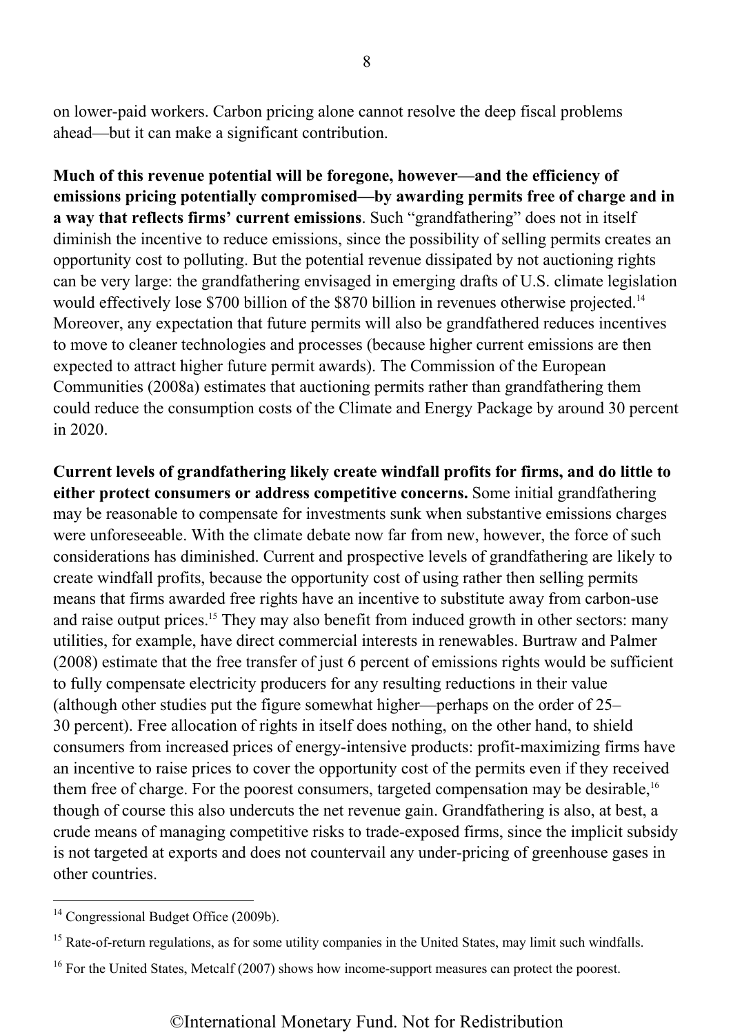on lower-paid workers. Carbon pricing alone cannot resolve the deep fiscal problems ahead—but it can make a significant contribution.

**Much of this revenue potential will be foregone, however—and the efficiency of emissions pricing potentially compromised—by awarding permits free of charge and in a way that reflects firms' current emissions**. Such "grandfathering" does not in itself diminish the incentive to reduce emissions, since the possibility of selling permits creates an opportunity cost to polluting. But the potential revenue dissipated by not auctioning rights can be very large: the grandfathering envisaged in emerging drafts of U.S. climate legislation would effectively lose $700 billion of the $870 billion in revenues otherwise projected.[14] Moreover, any expectation that future permits will also be grandfathered reduces incentives to move to cleaner technologies and processes (because higher current emissions are then expected to attract higher future permit awards). The Commission of the European Communities (2008a) estimates that auctioning permits rather than grandfathering them could reduce the consumption costs of the Climate and Energy Package by around 30 percent in 2020.

**Current levels of grandfathering likely create windfall profits for firms, and do little to either protect consumers or address competitive concerns.** Some initial grandfathering may be reasonable to compensate for investments sunk when substantive emissions charges were unforeseeable. With the climate debate now far from new, however, the force of such considerations has diminished. Current and prospective levels of grandfathering are likely to create windfall profits, because the opportunity cost of using rather then selling permits means that firms awarded free rights have an incentive to substitute away from carbon-use and raise output prices.[15] They may also benefit from induced growth in other sectors: many utilities, for example, have direct commercial interests in renewables. Burtraw and Palmer (2008) estimate that the free transfer of just 6 percent of emissions rights would be sufficient to fully compensate electricity producers for any resulting reductions in their value (although other studies put the figure somewhat higher—perhaps on the order of 25–30 percent). Free allocation of rights in itself does nothing, on the other hand, to shield consumers from increased prices of energy-intensive products: profit-maximizing firms have an incentive to raise prices to cover the opportunity cost of the permits even if they received them free of charge. For the poorest consumers, targeted compensation may be desirable,[16] though of course this also undercuts the net revenue gain. Grandfathering is also, at best, a crude means of managing competitive risks to trade-exposed firms, since the implicit subsidy is not targeted at exports and does not countervail any under-pricing of greenhouse gases in other countries.

[14] Congressional Budget Office (2009b).

[15] Rate-of-return regulations, as for some utility companies in the United States, may limit such windfalls.

[16] For the United States, Metcalf (2007) shows how income-support measures can protect the poorest.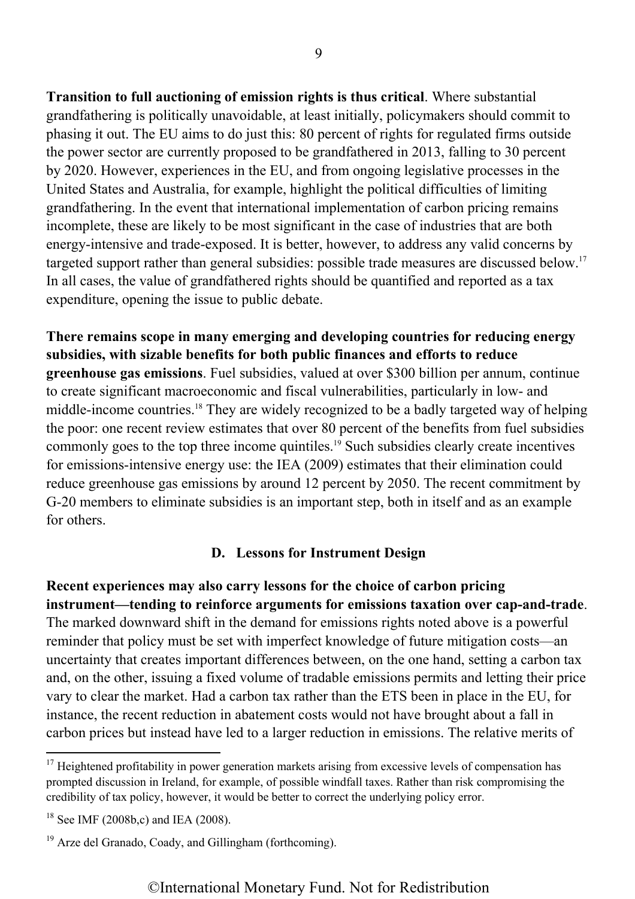**Transition to full auctioning of emission rights is thus critical**. Where substantial grandfathering is politically unavoidable, at least initially, policymakers should commit to phasing it out. The EU aims to do just this: 80 percent of rights for regulated firms outside the power sector are currently proposed to be grandfathered in 2013, falling to 30 percent by 2020. However, experiences in the EU, and from ongoing legislative processes in the United States and Australia, for example, highlight the political difficulties of limiting grandfathering. In the event that international implementation of carbon pricing remains incomplete, these are likely to be most significant in the case of industries that are both energy-intensive and trade-exposed. It is better, however, to address any valid concerns by targeted support rather than general subsidies: possible trade measures are discussed below.[17] In all cases, the value of grandfathered rights should be quantified and reported as a tax expenditure, opening the issue to public debate.

**There remains scope in many emerging and developing countries for reducing energy subsidies, with sizable benefits for both public finances and efforts to reduce greenhouse gas emissions**. Fuel subsidies, valued at over $300 billion per annum, continue to create significant macroeconomic and fiscal vulnerabilities, particularly in low- and middle-income countries.[18] They are widely recognized to be a badly targeted way of helping the poor: one recent review estimates that over 80 percent of the benefits from fuel subsidies commonly goes to the top three income quintiles.[19] Such subsidies clearly create incentives for emissions-intensive energy use: the IEA (2009) estimates that their elimination could reduce greenhouse gas emissions by around 12 percent by 2050. The recent commitment by G-20 members to eliminate subsidies is an important step, both in itself and as an example for others.

### D. Lessons for Instrument Design

**Recent experiences may also carry lessons for the choice of carbon pricing instrument—tending to reinforce arguments for emissions taxation over cap-and-trade**. The marked downward shift in the demand for emissions rights noted above is a powerful reminder that policy must be set with imperfect knowledge of future mitigation costs—an uncertainty that creates important differences between, on the one hand, setting a carbon tax and, on the other, issuing a fixed volume of tradable emissions permits and letting their price vary to clear the market. Had a carbon tax rather than the ETS been in place in the EU, for instance, the recent reduction in abatement costs would not have brought about a fall in carbon prices but instead have led to a larger reduction in emissions. The relative merits of

---

[17] Heightened profitability in power generation markets arising from excessive levels of compensation has prompted discussion in Ireland, for example, of possible windfall taxes. Rather than risk compromising the credibility of tax policy, however, it would be better to correct the underlying policy error.

[18] See IMF (2008b,c) and IEA (2008).

[19] Arze del Granado, Coady, and Gillingham (forthcoming).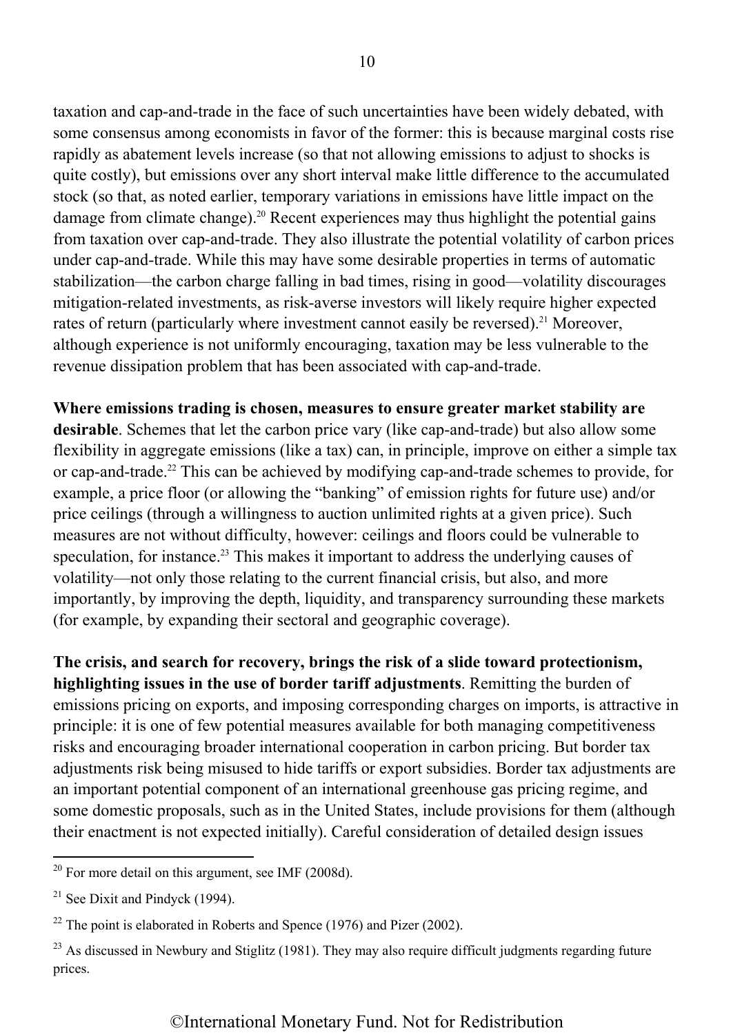taxation and cap-and-trade in the face of such uncertainties have been widely debated, with some consensus among economists in favor of the former: this is because marginal costs rise rapidly as abatement levels increase (so that not allowing emissions to adjust to shocks is quite costly), but emissions over any short interval make little difference to the accumulated stock (so that, as noted earlier, temporary variations in emissions have little impact on the damage from climate change).[20] Recent experiences may thus highlight the potential gains from taxation over cap-and-trade. They also illustrate the potential volatility of carbon prices under cap-and-trade. While this may have some desirable properties in terms of automatic stabilization—the carbon charge falling in bad times, rising in good—volatility discourages mitigation-related investments, as risk-averse investors will likely require higher expected rates of return (particularly where investment cannot easily be reversed).[21] Moreover, although experience is not uniformly encouraging, taxation may be less vulnerable to the revenue dissipation problem that has been associated with cap-and-trade.

**Where emissions trading is chosen, measures to ensure greater market stability are desirable**. Schemes that let the carbon price vary (like cap-and-trade) but also allow some flexibility in aggregate emissions (like a tax) can, in principle, improve on either a simple tax or cap-and-trade.[22] This can be achieved by modifying cap-and-trade schemes to provide, for example, a price floor (or allowing the "banking" of emission rights for future use) and/or price ceilings (through a willingness to auction unlimited rights at a given price). Such measures are not without difficulty, however: ceilings and floors could be vulnerable to speculation, for instance.[23] This makes it important to address the underlying causes of volatility—not only those relating to the current financial crisis, but also, and more importantly, by improving the depth, liquidity, and transparency surrounding these markets (for example, by expanding their sectoral and geographic coverage).

**The crisis, and search for recovery, brings the risk of a slide toward protectionism, highlighting issues in the use of border tariff adjustments**. Remitting the burden of emissions pricing on exports, and imposing corresponding charges on imports, is attractive in principle: it is one of few potential measures available for both managing competitiveness risks and encouraging broader international cooperation in carbon pricing. But border tax adjustments risk being misused to hide tariffs or export subsidies. Border tax adjustments are an important potential component of an international greenhouse gas pricing regime, and some domestic proposals, such as in the United States, include provisions for them (although their enactment is not expected initially). Careful consideration of detailed design issues

---

[20] For more detail on this argument, see IMF (2008d).

[21] See Dixit and Pindyck (1994).

[22] The point is elaborated in Roberts and Spence (1976) and Pizer (2002).

[23] As discussed in Newbury and Stiglitz (1981). They may also require difficult judgments regarding future prices.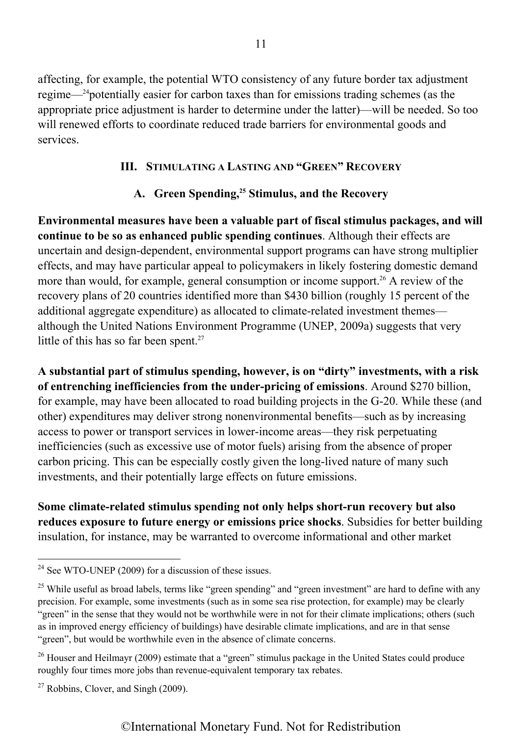affecting, for example, the potential WTO consistency of any future border tax adjustment regime—[24]potentially easier for carbon taxes than for emissions trading schemes (as the appropriate price adjustment is harder to determine under the latter)—will be needed. So too will renewed efforts to coordinate reduced trade barriers for environmental goods and services.

## III. Stimulating a Lasting and "Green" Recovery

### A. Green Spending,[25] Stimulus, and the Recovery

**Environmental measures have been a valuable part of fiscal stimulus packages, and will continue to be so as enhanced public spending continues**. Although their effects are uncertain and design-dependent, environmental support programs can have strong multiplier effects, and may have particular appeal to policymakers in likely fostering domestic demand more than would, for example, general consumption or income support.[26] A review of the recovery plans of 20 countries identified more than $430 billion (roughly 15 percent of the additional aggregate expenditure) as allocated to climate-related investment themes—although the United Nations Environment Programme (UNEP, 2009a) suggests that very little of this has so far been spent.[27]

**A substantial part of stimulus spending, however, is on "dirty" investments, with a risk of entrenching inefficiencies from the under-pricing of emissions**. Around $270 billion, for example, may have been allocated to road building projects in the G-20. While these (and other) expenditures may deliver strong nonenvironmental benefits—such as by increasing access to power or transport services in lower-income areas—they risk perpetuating inefficiencies (such as excessive use of motor fuels) arising from the absence of proper carbon pricing. This can be especially costly given the long-lived nature of many such investments, and their potentially large effects on future emissions.

**Some climate-related stimulus spending not only helps short-run recovery but also reduces exposure to future energy or emissions price shocks**. Subsidies for better building insulation, for instance, may be warranted to overcome informational and other market

---

[24] See WTO-UNEP (2009) for a discussion of these issues.

[25] While useful as broad labels, terms like "green spending" and "green investment" are hard to define with any precision. For example, some investments (such as in some sea rise protection, for example) may be clearly "green" in the sense that they would not be worthwhile were in not for their climate implications; others (such as in improved energy efficiency of buildings) have desirable climate implications, and are in that sense "green", but would be worthwhile even in the absence of climate concerns.

[26] Houser and Heilmayr (2009) estimate that a "green" stimulus package in the United States could produce roughly four times more jobs than revenue-equivalent temporary tax rebates.

[27] Robbins, Clover, and Singh (2009).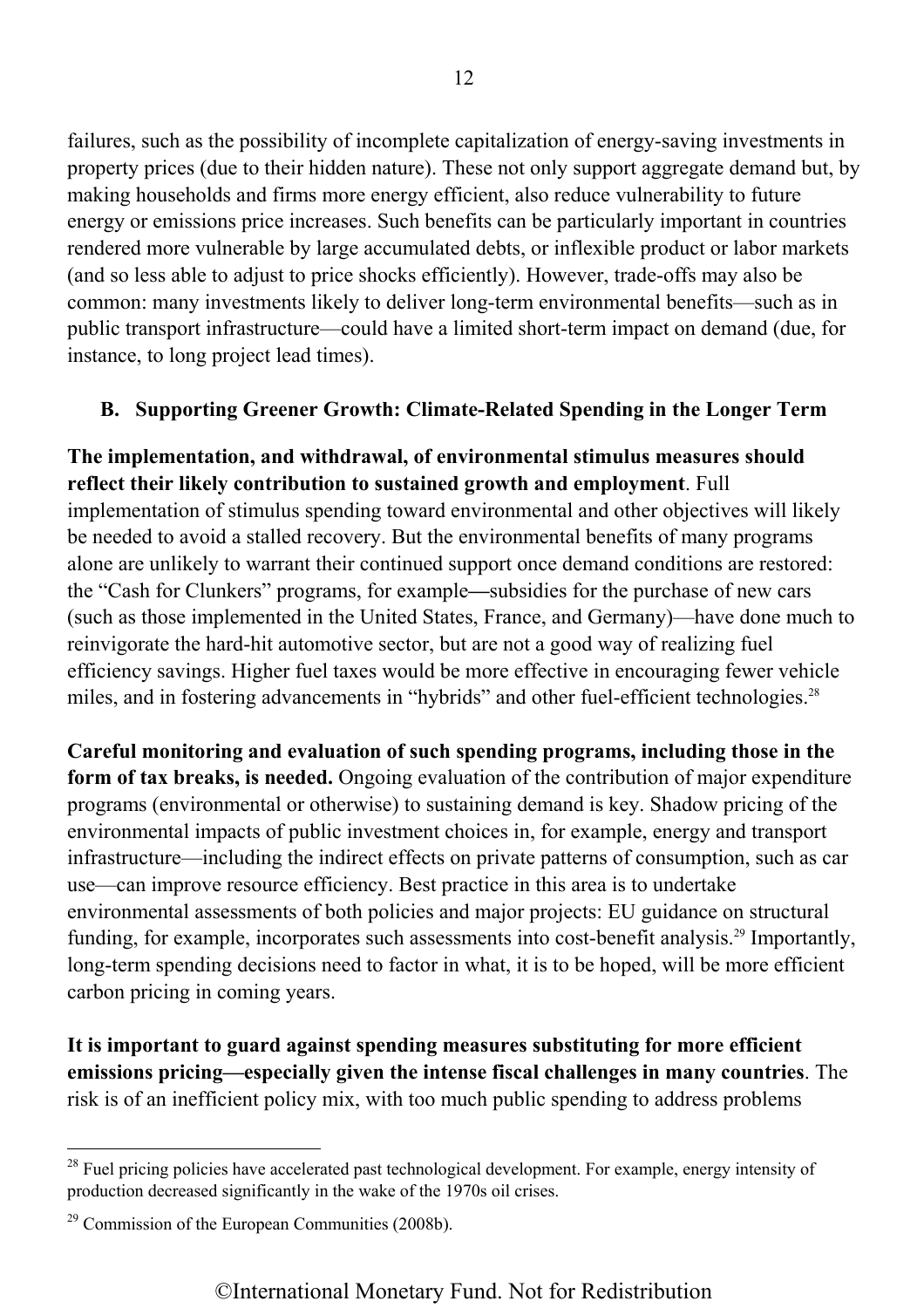failures, such as the possibility of incomplete capitalization of energy-saving investments in property prices (due to their hidden nature). These not only support aggregate demand but, by making households and firms more energy efficient, also reduce vulnerability to future energy or emissions price increases. Such benefits can be particularly important in countries rendered more vulnerable by large accumulated debts, or inflexible product or labor markets (and so less able to adjust to price shocks efficiently). However, trade-offs may also be common: many investments likely to deliver long-term environmental benefits—such as in public transport infrastructure—could have a limited short-term impact on demand (due, for instance, to long project lead times).

### B. Supporting Greener Growth: Climate-Related Spending in the Longer Term

**The implementation, and withdrawal, of environmental stimulus measures should reflect their likely contribution to sustained growth and employment**. Full implementation of stimulus spending toward environmental and other objectives will likely be needed to avoid a stalled recovery. But the environmental benefits of many programs alone are unlikely to warrant their continued support once demand conditions are restored: the "Cash for Clunkers" programs, for example—subsidies for the purchase of new cars (such as those implemented in the United States, France, and Germany)—have done much to reinvigorate the hard-hit automotive sector, but are not a good way of realizing fuel efficiency savings. Higher fuel taxes would be more effective in encouraging fewer vehicle miles, and in fostering advancements in "hybrids" and other fuel-efficient technologies.[28]

**Careful monitoring and evaluation of such spending programs, including those in the form of tax breaks, is needed.** Ongoing evaluation of the contribution of major expenditure programs (environmental or otherwise) to sustaining demand is key. Shadow pricing of the environmental impacts of public investment choices in, for example, energy and transport infrastructure—including the indirect effects on private patterns of consumption, such as car use—can improve resource efficiency. Best practice in this area is to undertake environmental assessments of both policies and major projects: EU guidance on structural funding, for example, incorporates such assessments into cost-benefit analysis.[29] Importantly, long-term spending decisions need to factor in what, it is to be hoped, will be more efficient carbon pricing in coming years.

**It is important to guard against spending measures substituting for more efficient emissions pricing—especially given the intense fiscal challenges in many countries**. The risk is of an inefficient policy mix, with too much public spending to address problems

---

[28] Fuel pricing policies have accelerated past technological development. For example, energy intensity of production decreased significantly in the wake of the 1970s oil crises.

[29] Commission of the European Communities (2008b).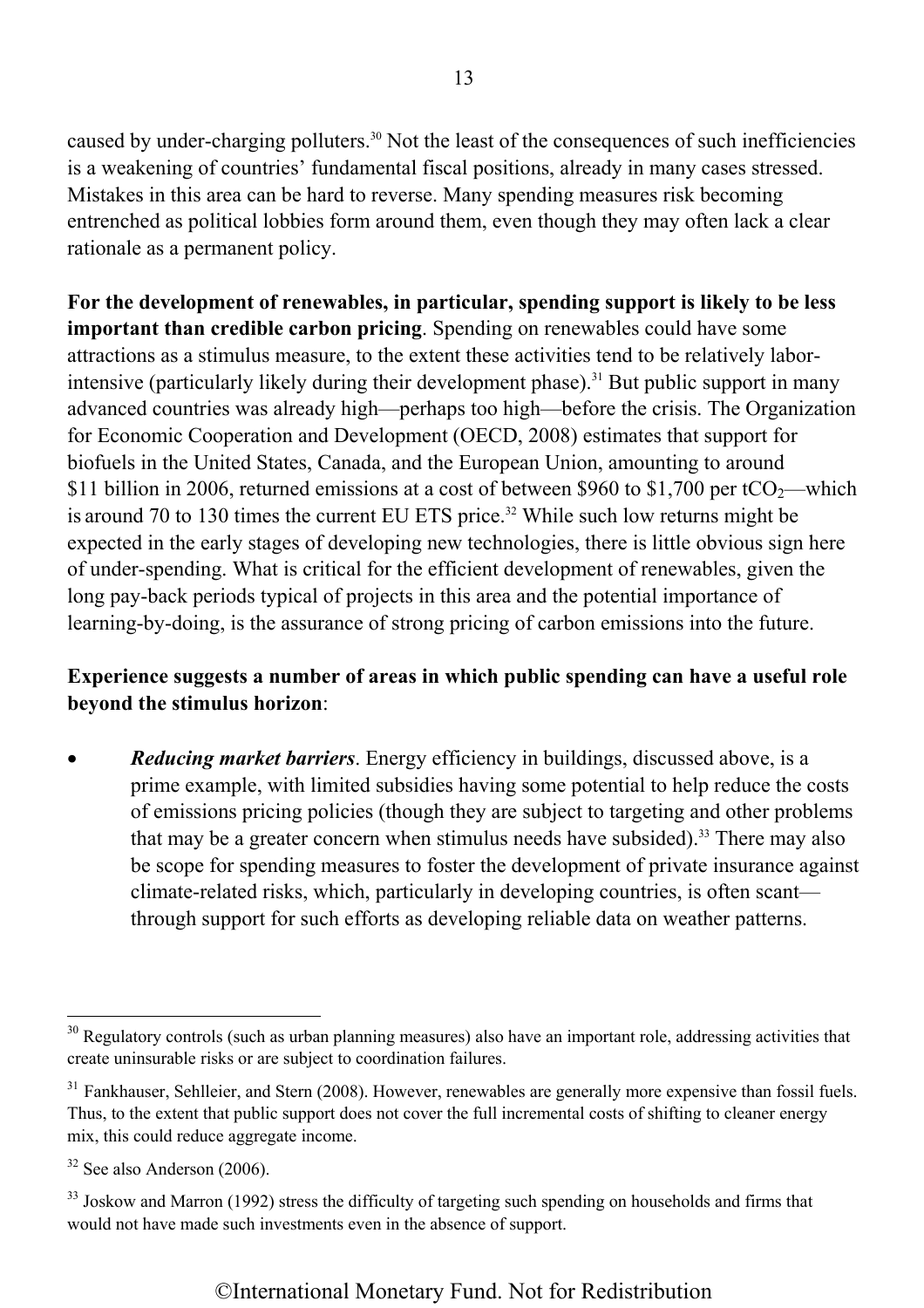caused by under-charging polluters.[30] Not the least of the consequences of such inefficiencies is a weakening of countries' fundamental fiscal positions, already in many cases stressed. Mistakes in this area can be hard to reverse. Many spending measures risk becoming entrenched as political lobbies form around them, even though they may often lack a clear rationale as a permanent policy.

**For the development of renewables, in particular, spending support is likely to be less important than credible carbon pricing**. Spending on renewables could have some attractions as a stimulus measure, to the extent these activities tend to be relatively labor-intensive (particularly likely during their development phase).[31] But public support in many advanced countries was already high—perhaps too high—before the crisis. The Organization for Economic Cooperation and Development (OECD, 2008) estimates that support for biofuels in the United States, Canada, and the European Union, amounting to around $11 billion in 2006, returned emissions at a cost of between $960 to $1,700 per $tCO_2$—which is around 70 to 130 times the current EU ETS price.[32] While such low returns might be expected in the early stages of developing new technologies, there is little obvious sign here of under-spending. What is critical for the efficient development of renewables, given the long pay-back periods typical of projects in this area and the potential importance of learning-by-doing, is the assurance of strong pricing of carbon emissions into the future.

**Experience suggests a number of areas in which public spending can have a useful role beyond the stimulus horizon**:

- ***Reducing market barriers***. Energy efficiency in buildings, discussed above, is a prime example, with limited subsidies having some potential to help reduce the costs of emissions pricing policies (though they are subject to targeting and other problems that may be a greater concern when stimulus needs have subsided).[33] There may also be scope for spending measures to foster the development of private insurance against climate-related risks, which, particularly in developing countries, is often scant—through support for such efforts as developing reliable data on weather patterns.

---

[30] Regulatory controls (such as urban planning measures) also have an important role, addressing activities that create uninsurable risks or are subject to coordination failures.

[31] Fankhauser, Sehlleier, and Stern (2008). However, renewables are generally more expensive than fossil fuels. Thus, to the extent that public support does not cover the full incremental costs of shifting to cleaner energy mix, this could reduce aggregate income.

[32] See also Anderson (2006).

[33] Joskow and Marron (1992) stress the difficulty of targeting such spending on households and firms that would not have made such investments even in the absence of support.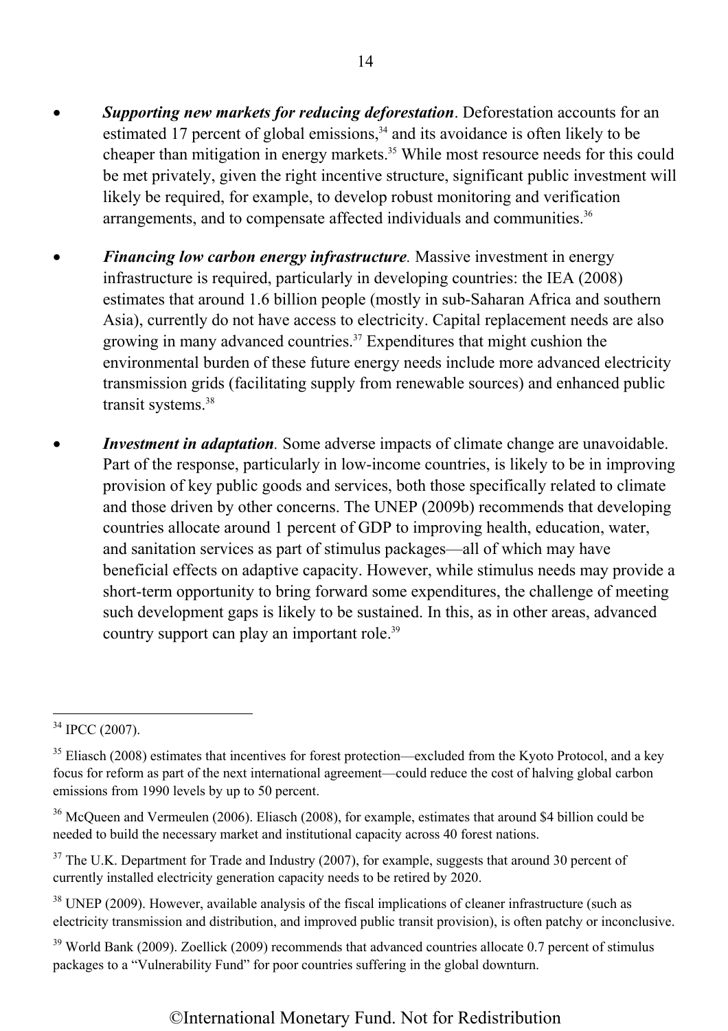- ***Supporting new markets for reducing deforestation***. Deforestation accounts for an estimated 17 percent of global emissions,[34] and its avoidance is often likely to be cheaper than mitigation in energy markets.[35] While most resource needs for this could be met privately, given the right incentive structure, significant public investment will likely be required, for example, to develop robust monitoring and verification arrangements, and to compensate affected individuals and communities.[36]

- ***Financing low carbon energy infrastructure***. Massive investment in energy infrastructure is required, particularly in developing countries: the IEA (2008) estimates that around 1.6 billion people (mostly in sub-Saharan Africa and southern Asia), currently do not have access to electricity. Capital replacement needs are also growing in many advanced countries.[37] Expenditures that might cushion the environmental burden of these future energy needs include more advanced electricity transmission grids (facilitating supply from renewable sources) and enhanced public transit systems.[38]

- ***Investment in adaptation***. Some adverse impacts of climate change are unavoidable. Part of the response, particularly in low-income countries, is likely to be in improving provision of key public goods and services, both those specifically related to climate and those driven by other concerns. The UNEP (2009b) recommends that developing countries allocate around 1 percent of GDP to improving health, education, water, and sanitation services as part of stimulus packages—all of which may have beneficial effects on adaptive capacity. However, while stimulus needs may provide a short-term opportunity to bring forward some expenditures, the challenge of meeting such development gaps is likely to be sustained. In this, as in other areas, advanced country support can play an important role.[39]

---

[34] IPCC (2007).

[35] Eliasch (2008) estimates that incentives for forest protection—excluded from the Kyoto Protocol, and a key focus for reform as part of the next international agreement—could reduce the cost of halving global carbon emissions from 1990 levels by up to 50 percent.

[36] McQueen and Vermeulen (2006). Eliasch (2008), for example, estimates that around $4 billion could be needed to build the necessary market and institutional capacity across 40 forest nations.

[37] The U.K. Department for Trade and Industry (2007), for example, suggests that around 30 percent of currently installed electricity generation capacity needs to be retired by 2020.

[38] UNEP (2009). However, available analysis of the fiscal implications of cleaner infrastructure (such as electricity transmission and distribution, and improved public transit provision), is often patchy or inconclusive.

[39] World Bank (2009). Zoellick (2009) recommends that advanced countries allocate 0.7 percent of stimulus packages to a "Vulnerability Fund" for poor countries suffering in the global downturn.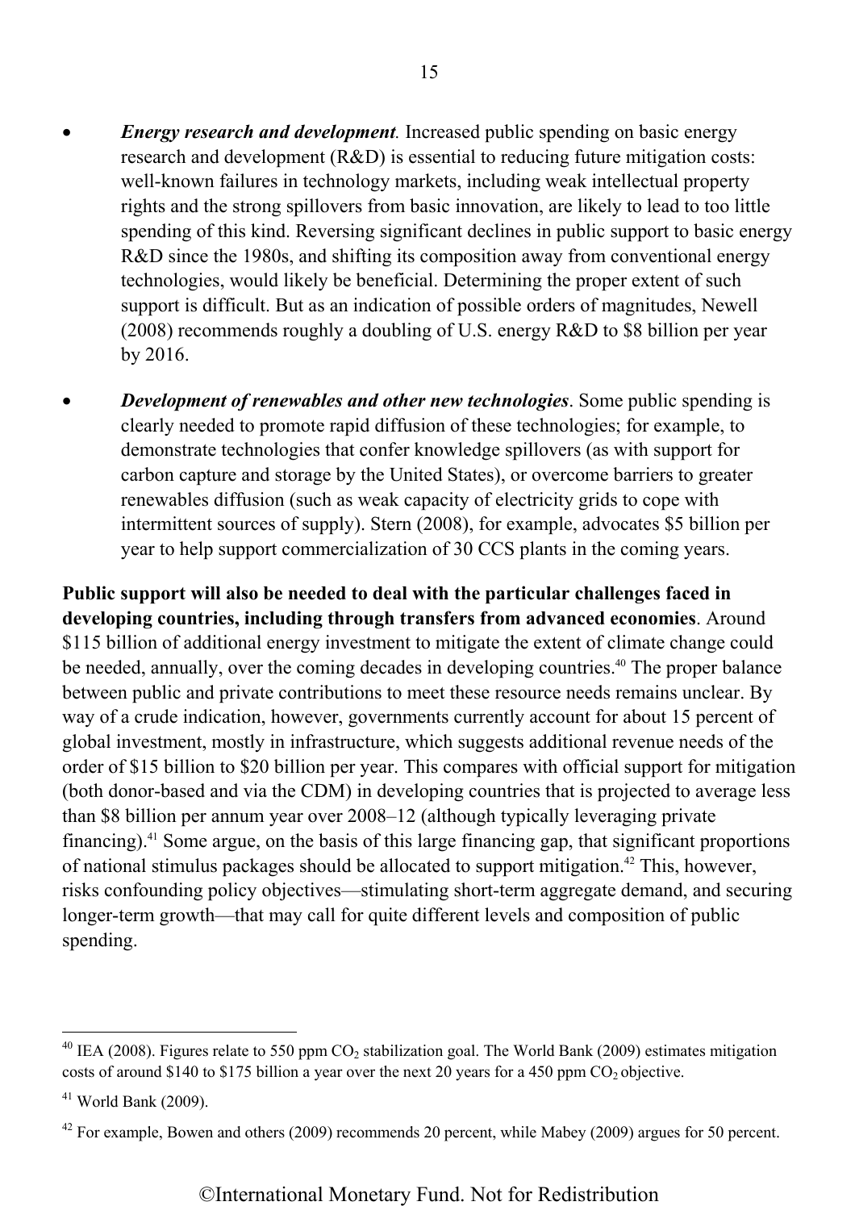- ***Energy research and development*.** Increased public spending on basic energy research and development (R&D) is essential to reducing future mitigation costs: well-known failures in technology markets, including weak intellectual property rights and the strong spillovers from basic innovation, are likely to lead to too little spending of this kind. Reversing significant declines in public support to basic energy R&D since the 1980s, and shifting its composition away from conventional energy technologies, would likely be beneficial. Determining the proper extent of such support is difficult. But as an indication of possible orders of magnitudes, Newell (2008) recommends roughly a doubling of U.S. energy R&D to $8 billion per year by 2016.

- ***Development of renewables and other new technologies*.** Some public spending is clearly needed to promote rapid diffusion of these technologies; for example, to demonstrate technologies that confer knowledge spillovers (as with support for carbon capture and storage by the United States), or overcome barriers to greater renewables diffusion (such as weak capacity of electricity grids to cope with intermittent sources of supply). Stern (2008), for example, advocates $5 billion per year to help support commercialization of 30 CCS plants in the coming years.

**Public support will also be needed to deal with the particular challenges faced in developing countries, including through transfers from advanced economies**. Around $115 billion of additional energy investment to mitigate the extent of climate change could be needed, annually, over the coming decades in developing countries.[40] The proper balance between public and private contributions to meet these resource needs remains unclear. By way of a crude indication, however, governments currently account for about 15 percent of global investment, mostly in infrastructure, which suggests additional revenue needs of the order of $15 billion to $20 billion per year. This compares with official support for mitigation (both donor-based and via the CDM) in developing countries that is projected to average less than $8 billion per annum year over 2008–12 (although typically leveraging private financing).[41] Some argue, on the basis of this large financing gap, that significant proportions of national stimulus packages should be allocated to support mitigation.[42] This, however, risks confounding policy objectives—stimulating short-term aggregate demand, and securing longer-term growth—that may call for quite different levels and composition of public spending.

---

[40] IEA (2008). Figures relate to 550 ppm $CO_2$ stabilization goal. The World Bank (2009) estimates mitigation costs of around $140 to $175 billion a year over the next 20 years for a 450 ppm $CO_2$ objective.

[41] World Bank (2009).

[42] For example, Bowen and others (2009) recommends 20 percent, while Mabey (2009) argues for 50 percent.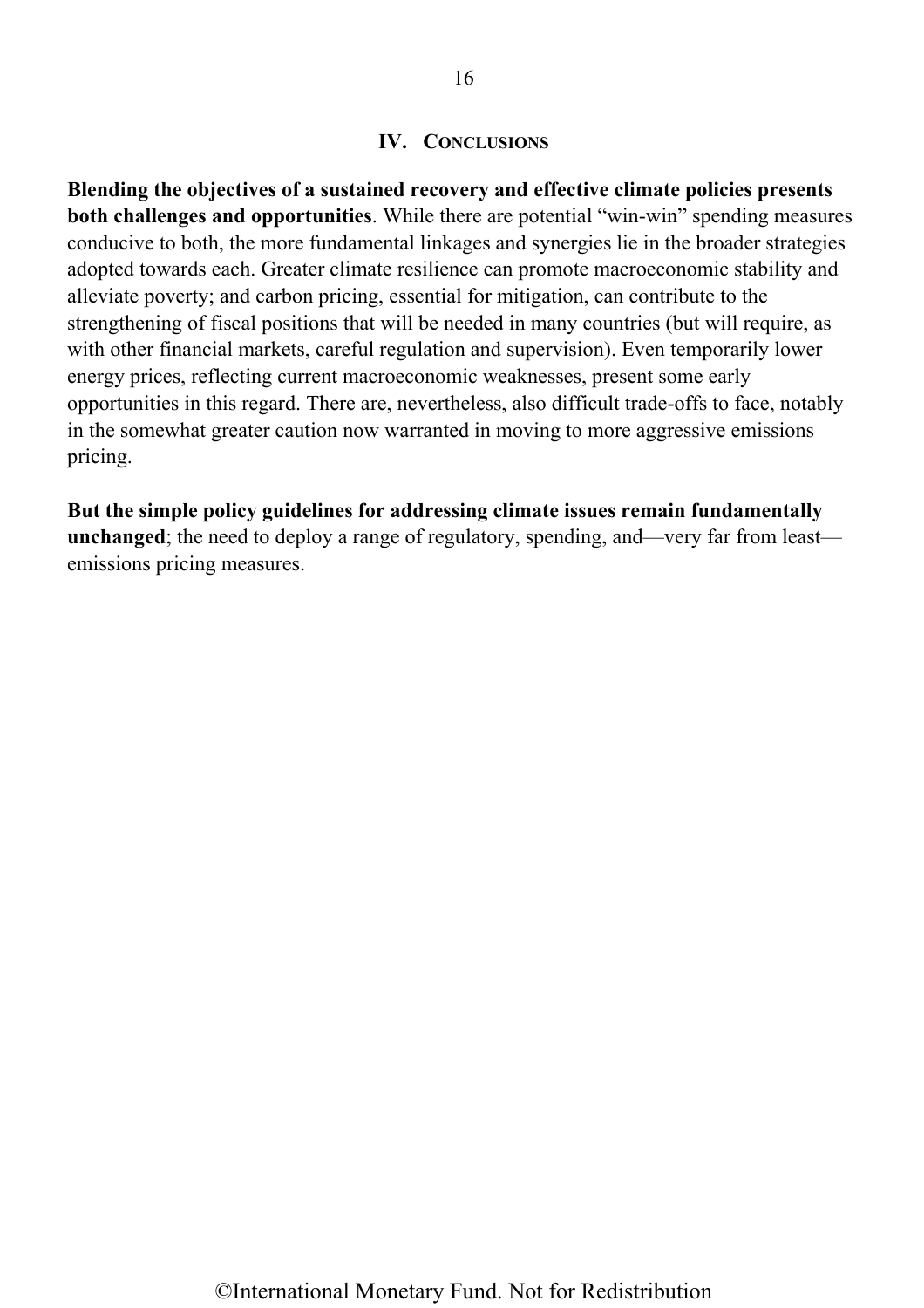## IV. CONCLUSIONS

**Blending the objectives of a sustained recovery and effective climate policies presents both challenges and opportunities**. While there are potential "win-win" spending measures conducive to both, the more fundamental linkages and synergies lie in the broader strategies adopted towards each. Greater climate resilience can promote macroeconomic stability and alleviate poverty; and carbon pricing, essential for mitigation, can contribute to the strengthening of fiscal positions that will be needed in many countries (but will require, as with other financial markets, careful regulation and supervision). Even temporarily lower energy prices, reflecting current macroeconomic weaknesses, present some early opportunities in this regard. There are, nevertheless, also difficult trade-offs to face, notably in the somewhat greater caution now warranted in moving to more aggressive emissions pricing.

**But the simple policy guidelines for addressing climate issues remain fundamentally unchanged**; the need to deploy a range of regulatory, spending, and—very far from least—emissions pricing measures.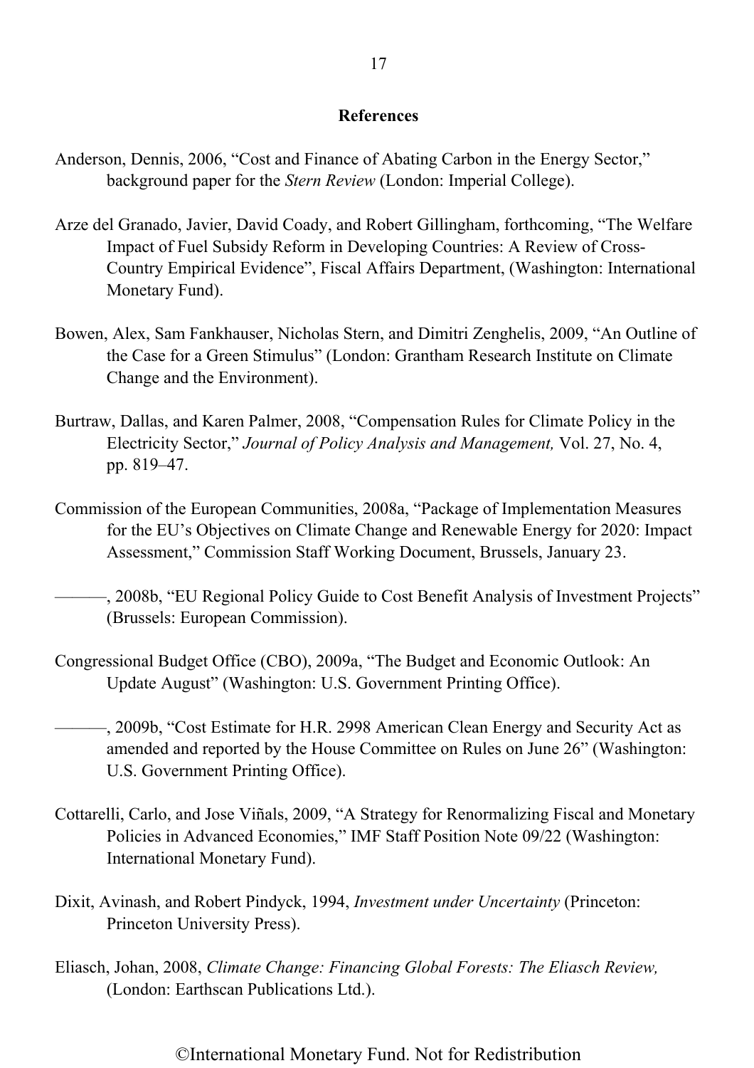## References

Anderson, Dennis, 2006, "Cost and Finance of Abating Carbon in the Energy Sector," background paper for the *Stern Review* (London: Imperial College).

Arze del Granado, Javier, David Coady, and Robert Gillingham, forthcoming, "The Welfare Impact of Fuel Subsidy Reform in Developing Countries: A Review of Cross-Country Empirical Evidence", Fiscal Affairs Department, (Washington: International Monetary Fund).

Bowen, Alex, Sam Fankhauser, Nicholas Stern, and Dimitri Zenghelis, 2009, "An Outline of the Case for a Green Stimulus" (London: Grantham Research Institute on Climate Change and the Environment).

Burtraw, Dallas, and Karen Palmer, 2008, "Compensation Rules for Climate Policy in the Electricity Sector," *Journal of Policy Analysis and Management,* Vol. 27, No. 4, pp. 819–47.

Commission of the European Communities, 2008a, "Package of Implementation Measures for the EU's Objectives on Climate Change and Renewable Energy for 2020: Impact Assessment," Commission Staff Working Document, Brussels, January 23.

———, 2008b, "EU Regional Policy Guide to Cost Benefit Analysis of Investment Projects" (Brussels: European Commission).

Congressional Budget Office (CBO), 2009a, "The Budget and Economic Outlook: An Update August" (Washington: U.S. Government Printing Office).

———, 2009b, "Cost Estimate for H.R. 2998 American Clean Energy and Security Act as amended and reported by the House Committee on Rules on June 26" (Washington: U.S. Government Printing Office).

Cottarelli, Carlo, and Jose Viñals, 2009, "A Strategy for Renormalizing Fiscal and Monetary Policies in Advanced Economies," IMF Staff Position Note 09/22 (Washington: International Monetary Fund).

Dixit, Avinash, and Robert Pindyck, 1994, *Investment under Uncertainty* (Princeton: Princeton University Press).

Eliasch, Johan, 2008, *Climate Change: Financing Global Forests: The Eliasch Review,* (London: Earthscan Publications Ltd.).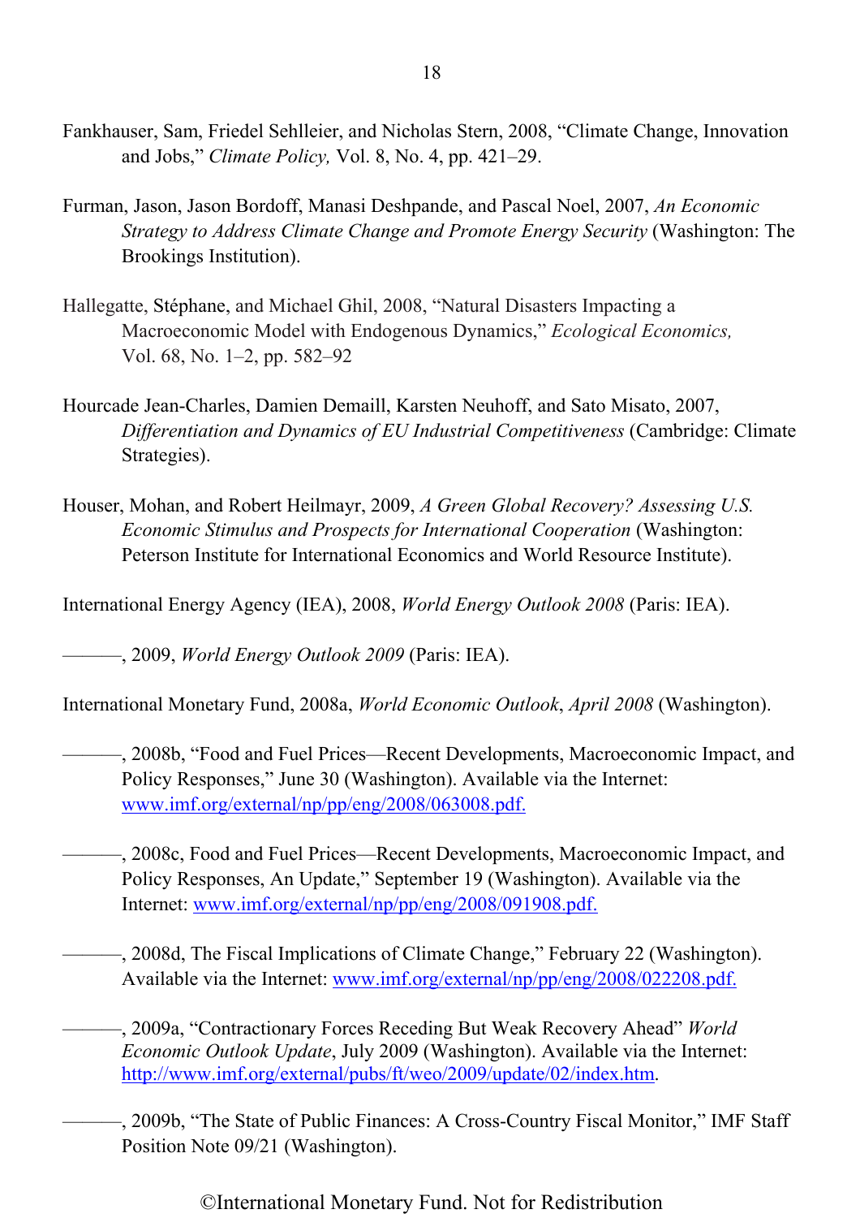Fankhauser, Sam, Friedel Sehlleier, and Nicholas Stern, 2008, "Climate Change, Innovation and Jobs," *Climate Policy,* Vol. 8, No. 4, pp. 421–29.

Furman, Jason, Jason Bordoff, Manasi Deshpande, and Pascal Noel, 2007, *An Economic Strategy to Address Climate Change and Promote Energy Security* (Washington: The Brookings Institution).

Hallegatte, Stéphane, and Michael Ghil, 2008, "Natural Disasters Impacting a Macroeconomic Model with Endogenous Dynamics," *Ecological Economics,* Vol. 68, No. 1–2, pp. 582–92

Hourcade Jean-Charles, Damien Demaill, Karsten Neuhoff, and Sato Misato, 2007, *Differentiation and Dynamics of EU Industrial Competitiveness* (Cambridge: Climate Strategies).

Houser, Mohan, and Robert Heilmayr, 2009, *A Green Global Recovery? Assessing U.S. Economic Stimulus and Prospects for International Cooperation* (Washington: Peterson Institute for International Economics and World Resource Institute).

International Energy Agency (IEA), 2008, *World Energy Outlook 2008* (Paris: IEA).

———, 2009, *World Energy Outlook 2009* (Paris: IEA).

International Monetary Fund, 2008a, *World Economic Outlook*, *April 2008* (Washington).

———, 2008b, "Food and Fuel Prices—Recent Developments, Macroeconomic Impact, and Policy Responses," June 30 (Washington). Available via the Internet: www.imf.org/external/np/pp/eng/2008/063008.pdf.

———, 2008c, Food and Fuel Prices—Recent Developments, Macroeconomic Impact, and Policy Responses, An Update," September 19 (Washington). Available via the Internet: www.imf.org/external/np/pp/eng/2008/091908.pdf.

———, 2008d, The Fiscal Implications of Climate Change," February 22 (Washington). Available via the Internet: www.imf.org/external/np/pp/eng/2008/022208.pdf.

———, 2009a, "Contractionary Forces Receding But Weak Recovery Ahead" *World Economic Outlook Update*, July 2009 (Washington). Available via the Internet: http://www.imf.org/external/pubs/ft/weo/2009/update/02/index.htm.

———, 2009b, "The State of Public Finances: A Cross-Country Fiscal Monitor," IMF Staff Position Note 09/21 (Washington).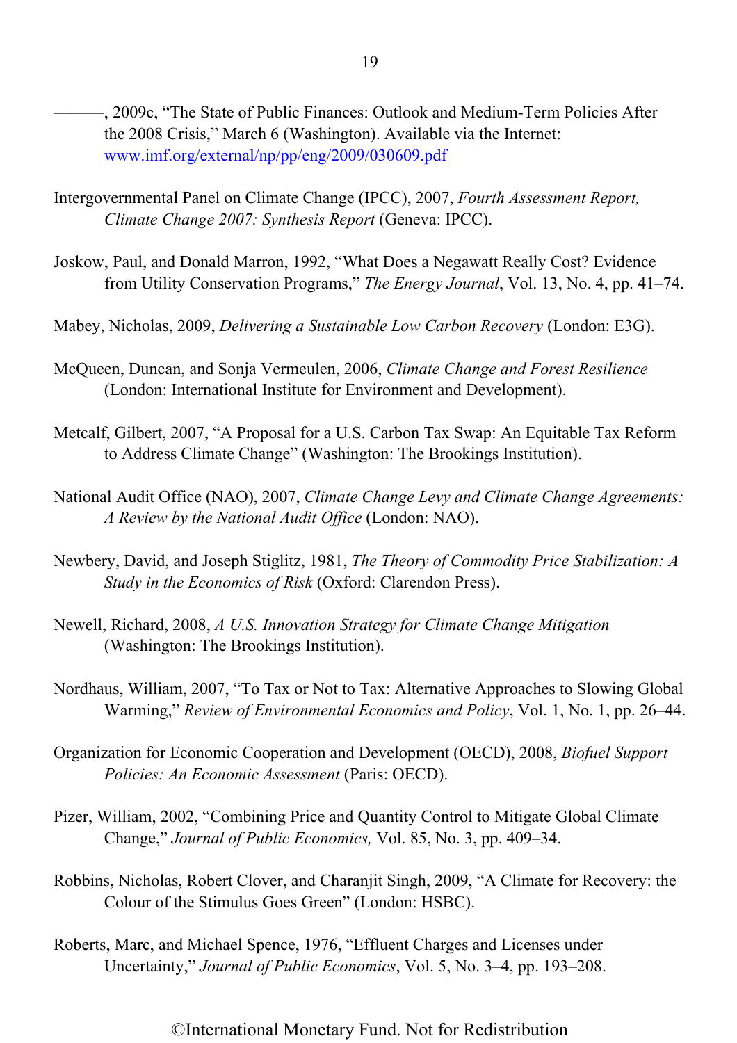———, 2009c, "The State of Public Finances: Outlook and Medium-Term Policies After the 2008 Crisis," March 6 (Washington). Available via the Internet: www.imf.org/external/np/pp/eng/2009/030609.pdf

Intergovernmental Panel on Climate Change (IPCC), 2007, *Fourth Assessment Report, Climate Change 2007: Synthesis Report* (Geneva: IPCC).

Joskow, Paul, and Donald Marron, 1992, "What Does a Negawatt Really Cost? Evidence from Utility Conservation Programs," *The Energy Journal*, Vol. 13, No. 4, pp. 41–74.

Mabey, Nicholas, 2009, *Delivering a Sustainable Low Carbon Recovery* (London: E3G).

McQueen, Duncan, and Sonja Vermeulen, 2006, *Climate Change and Forest Resilience* (London: International Institute for Environment and Development).

Metcalf, Gilbert, 2007, "A Proposal for a U.S. Carbon Tax Swap: An Equitable Tax Reform to Address Climate Change" (Washington: The Brookings Institution).

National Audit Office (NAO), 2007, *Climate Change Levy and Climate Change Agreements: A Review by the National Audit Office* (London: NAO).

Newbery, David, and Joseph Stiglitz, 1981, *The Theory of Commodity Price Stabilization: A Study in the Economics of Risk* (Oxford: Clarendon Press).

Newell, Richard, 2008, *A U.S. Innovation Strategy for Climate Change Mitigation* (Washington: The Brookings Institution).

Nordhaus, William, 2007, "To Tax or Not to Tax: Alternative Approaches to Slowing Global Warming," *Review of Environmental Economics and Policy*, Vol. 1, No. 1, pp. 26–44.

Organization for Economic Cooperation and Development (OECD), 2008, *Biofuel Support Policies: An Economic Assessment* (Paris: OECD).

Pizer, William, 2002, "Combining Price and Quantity Control to Mitigate Global Climate Change," *Journal of Public Economics,* Vol. 85, No. 3, pp. 409–34.

Robbins, Nicholas, Robert Clover, and Charanjit Singh, 2009, "A Climate for Recovery: the Colour of the Stimulus Goes Green" (London: HSBC).

Roberts, Marc, and Michael Spence, 1976, "Effluent Charges and Licenses under Uncertainty," *Journal of Public Economics*, Vol. 5, No. 3–4, pp. 193–208.

©International Monetary Fund. Not for Redistribution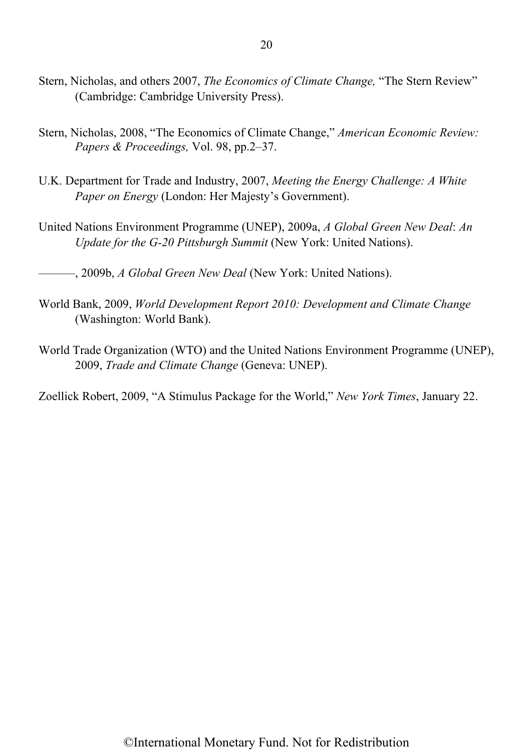Stern, Nicholas, and others 2007, *The Economics of Climate Change,* "The Stern Review" (Cambridge: Cambridge University Press).

Stern, Nicholas, 2008, "The Economics of Climate Change," *American Economic Review: Papers & Proceedings,* Vol. 98, pp.2–37.

U.K. Department for Trade and Industry, 2007, *Meeting the Energy Challenge: A White Paper on Energy* (London: Her Majesty's Government).

United Nations Environment Programme (UNEP), 2009a, *A Global Green New Deal*: *An Update for the G-20 Pittsburgh Summit* (New York: United Nations).

———, 2009b, *A Global Green New Deal* (New York: United Nations).

World Bank, 2009, *World Development Report 2010: Development and Climate Change* (Washington: World Bank).

World Trade Organization (WTO) and the United Nations Environment Programme (UNEP), 2009, *Trade and Climate Change* (Geneva: UNEP).

Zoellick Robert, 2009, "A Stimulus Package for the World," *New York Times*, January 22.